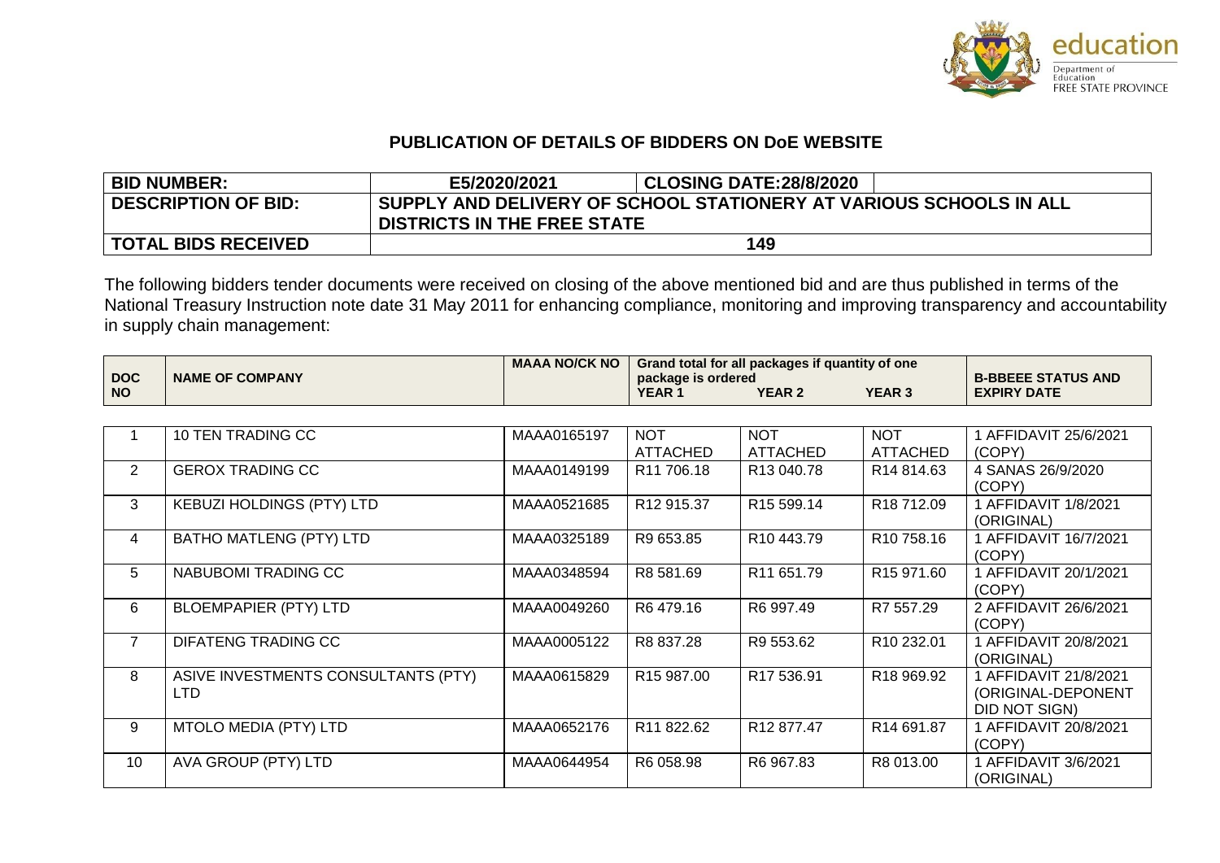## PUBLICATION OF DETAILS OF BIDDERS ON DoE WEBSITE

| BID NUMBER: | E5/2020/2021 | CLOSING DATE:28/8/2020 |
|---|---|---|
| DESCRIPTION OF BID: | SUPPLY AND DELIVERY OF SCHOOL STATIONERY AT VARIOUS SCHOOLS IN ALL DISTRICTS IN THE FREE STATE | |
| TOTAL BIDS RECEIVED | 149 | |

The following bidders tender documents were received on closing of the above mentioned bid and are thus published in terms of the National Treasury Instruction note date 31 May 2011 for enhancing compliance, monitoring and improving transparency and accountability in supply chain management:

| DOC NO | NAME OF COMPANY | MAAA NO/CK NO | Grand total for all packages if quantity of one package is ordered YEAR 1 | YEAR 2 | YEAR 3 | B-BBEEE STATUS AND EXPIRY DATE |
|---|---|---|---|---|---|---|
| 1 | 10 TEN TRADING CC | MAAA0165197 | NOT ATTACHED | NOT ATTACHED | NOT ATTACHED | 1 AFFIDAVIT 25/6/2021 (COPY) |
| 2 | GEROX TRADING CC | MAAA0149199 | R11 706.18 | R13 040.78 | R14 814.63 | 4 SANAS 26/9/2020 (COPY) |
| 3 | KEBUZI HOLDINGS (PTY) LTD | MAAA0521685 | R12 915.37 | R15 599.14 | R18 712.09 | 1 AFFIDAVIT 1/8/2021 (ORIGINAL) |
| 4 | BATHO MATLENG (PTY) LTD | MAAA0325189 | R9 653.85 | R10 443.79 | R10 758.16 | 1 AFFIDAVIT 16/7/2021 (COPY) |
| 5 | NABUBOMI TRADING CC | MAAA0348594 | R8 581.69 | R11 651.79 | R15 971.60 | 1 AFFIDAVIT 20/1/2021 (COPY) |
| 6 | BLOEMPAPIER (PTY) LTD | MAAA0049260 | R6 479.16 | R6 997.49 | R7 557.29 | 2 AFFIDAVIT 26/6/2021 (COPY) |
| 7 | DIFATENG TRADING CC | MAAA0005122 | R8 837.28 | R9 553.62 | R10 232.01 | 1 AFFIDAVIT 20/8/2021 (ORIGINAL) |
| 8 | ASIVE INVESTMENTS CONSULTANTS (PTY) LTD | MAAA0615829 | R15 987.00 | R17 536.91 | R18 969.92 | 1 AFFIDAVIT 21/8/2021 (ORIGINAL-DEPONENT DID NOT SIGN) |
| 9 | MTOLO MEDIA (PTY) LTD | MAAA0652176 | R11 822.62 | R12 877.47 | R14 691.87 | 1 AFFIDAVIT 20/8/2021 (COPY) |
| 10 | AVA GROUP (PTY) LTD | MAAA0644954 | R6 058.98 | R6 967.83 | R8 013.00 | 1 AFFIDAVIT 3/6/2021 (ORIGINAL) |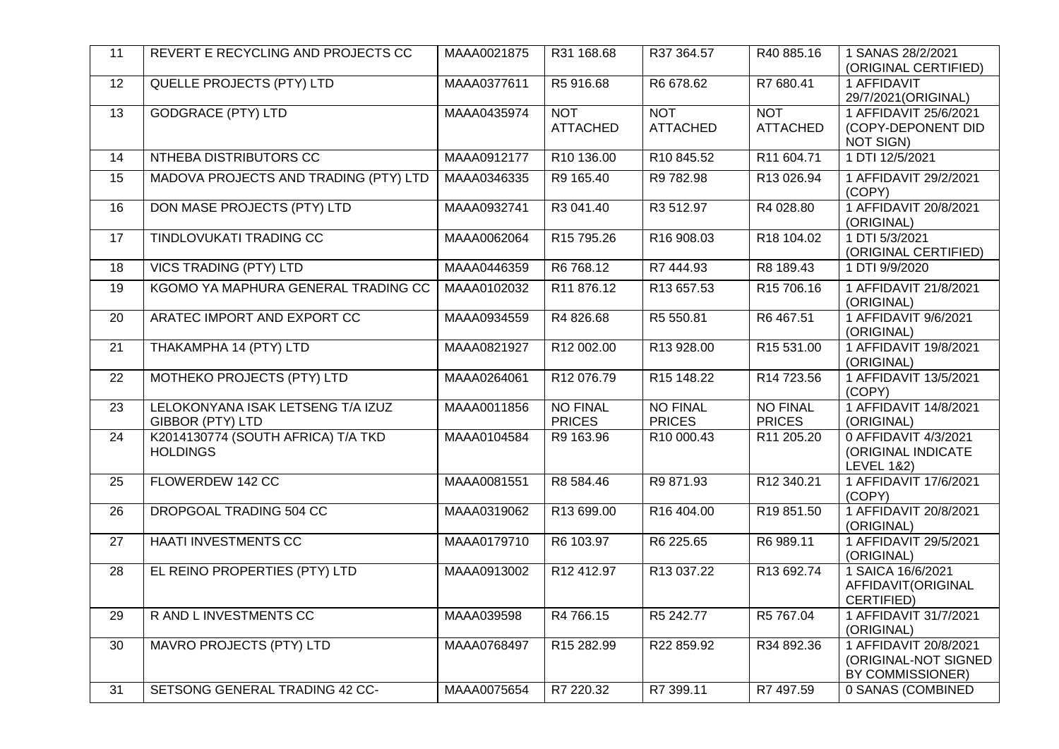| 11 | REVERT E RECYCLING AND PROJECTS CC | MAAA0021875 | R31 168.68 | R37 364.57 | R40 885.16 | 1 SANAS 28/2/2021 (ORIGINAL CERTIFIED) |
|---|---|---|---|---|---|---|
| 12 | QUELLE PROJECTS (PTY) LTD | MAAA0377611 | R5 916.68 | R6 678.62 | R7 680.41 | 1 AFFIDAVIT 29/7/2021(ORIGINAL) |
| 13 | GODGRACE (PTY) LTD | MAAA0435974 | NOT ATTACHED | NOT ATTACHED | NOT ATTACHED | 1 AFFIDAVIT 25/6/2021 (COPY-DEPONENT DID NOT SIGN) |
| 14 | NTHEBA DISTRIBUTORS CC | MAAA0912177 | R10 136.00 | R10 845.52 | R11 604.71 | 1 DTI 12/5/2021 |
| 15 | MADOVA PROJECTS AND TRADING (PTY) LTD | MAAA0346335 | R9 165.40 | R9 782.98 | R13 026.94 | 1 AFFIDAVIT 29/2/2021 (COPY) |
| 16 | DON MASE PROJECTS (PTY) LTD | MAAA0932741 | R3 041.40 | R3 512.97 | R4 028.80 | 1 AFFIDAVIT 20/8/2021 (ORIGINAL) |
| 17 | TINDLOVUKATI TRADING CC | MAAA0062064 | R15 795.26 | R16 908.03 | R18 104.02 | 1 DTI 5/3/2021 (ORIGINAL CERTIFIED) |
| 18 | VICS TRADING (PTY) LTD | MAAA0446359 | R6 768.12 | R7 444.93 | R8 189.43 | 1 DTI 9/9/2020 |
| 19 | KGOMO YA MAPHURA GENERAL TRADING CC | MAAA0102032 | R11 876.12 | R13 657.53 | R15 706.16 | 1 AFFIDAVIT 21/8/2021 (ORIGINAL) |
| 20 | ARATEC IMPORT AND EXPORT CC | MAAA0934559 | R4 826.68 | R5 550.81 | R6 467.51 | 1 AFFIDAVIT 9/6/2021 (ORIGINAL) |
| 21 | THAKAMPHA 14 (PTY) LTD | MAAA0821927 | R12 002.00 | R13 928.00 | R15 531.00 | 1 AFFIDAVIT 19/8/2021 (ORIGINAL) |
| 22 | MOTHEKO PROJECTS (PTY) LTD | MAAA0264061 | R12 076.79 | R15 148.22 | R14 723.56 | 1 AFFIDAVIT 13/5/2021 (COPY) |
| 23 | LELOKONYANA ISAK LETSENG T/A IZUZ GIBBOR (PTY) LTD | MAAA0011856 | NO FINAL PRICES | NO FINAL PRICES | NO FINAL PRICES | 1 AFFIDAVIT 14/8/2021 (ORIGINAL) |
| 24 | K2014130774 (SOUTH AFRICA) T/A TKD HOLDINGS | MAAA0104584 | R9 163.96 | R10 000.43 | R11 205.20 | 0 AFFIDAVIT 4/3/2021 (ORIGINAL INDICATE LEVEL 1&2) |
| 25 | FLOWERDEW 142 CC | MAAA0081551 | R8 584.46 | R9 871.93 | R12 340.21 | 1 AFFIDAVIT 17/6/2021 (COPY) |
| 26 | DROPGOAL TRADING 504 CC | MAAA0319062 | R13 699.00 | R16 404.00 | R19 851.50 | 1 AFFIDAVIT 20/8/2021 (ORIGINAL) |
| 27 | HAATI INVESTMENTS CC | MAAA0179710 | R6 103.97 | R6 225.65 | R6 989.11 | 1 AFFIDAVIT 29/5/2021 (ORIGINAL) |
| 28 | EL REINO PROPERTIES (PTY) LTD | MAAA0913002 | R12 412.97 | R13 037.22 | R13 692.74 | 1 SAICA 16/6/2021 AFFIDAVIT(ORIGINAL CERTIFIED) |
| 29 | R AND L INVESTMENTS CC | MAAA039598 | R4 766.15 | R5 242.77 | R5 767.04 | 1 AFFIDAVIT 31/7/2021 (ORIGINAL) |
| 30 | MAVRO PROJECTS (PTY) LTD | MAAA0768497 | R15 282.99 | R22 859.92 | R34 892.36 | 1 AFFIDAVIT 20/8/2021 (ORIGINAL-NOT SIGNED BY COMMISSIONER) |
| 31 | SETSONG GENERAL TRADING 42 CC- | MAAA0075654 | R7 220.32 | R7 399.11 | R7 497.59 | 0 SANAS (COMBINED |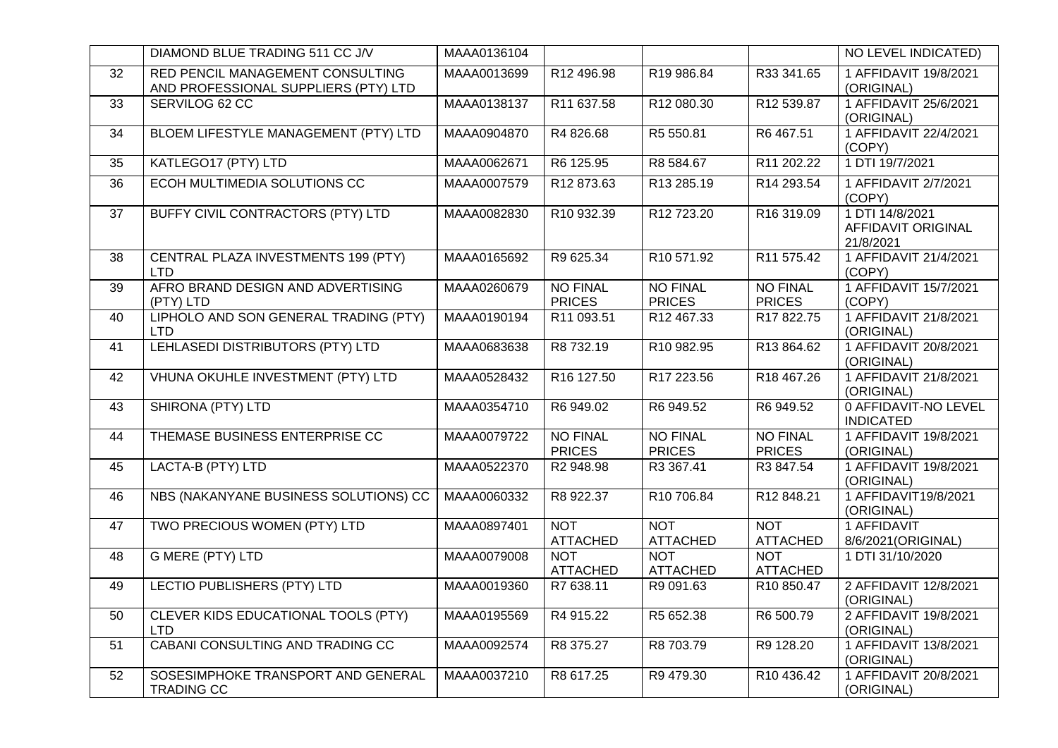|  | DIAMOND BLUE TRADING 511 CC J/V | MAAA0136104 |  |  |  | NO LEVEL INDICATED) |
|---|---|---|---|---|---|---|
| 32 | RED PENCIL MANAGEMENT CONSULTING AND PROFESSIONAL SUPPLIERS (PTY) LTD | MAAA0013699 | R12 496.98 | R19 986.84 | R33 341.65 | 1 AFFIDAVIT 19/8/2021 (ORIGINAL) |
| 33 | SERVILOG 62 CC | MAAA0138137 | R11 637.58 | R12 080.30 | R12 539.87 | 1 AFFIDAVIT 25/6/2021 (ORIGINAL) |
| 34 | BLOEM LIFESTYLE MANAGEMENT (PTY) LTD | MAAA0904870 | R4 826.68 | R5 550.81 | R6 467.51 | 1 AFFIDAVIT 22/4/2021 (COPY) |
| 35 | KATLEGO17 (PTY) LTD | MAAA0062671 | R6 125.95 | R8 584.67 | R11 202.22 | 1 DTI 19/7/2021 |
| 36 | ECOH MULTIMEDIA SOLUTIONS CC | MAAA0007579 | R12 873.63 | R13 285.19 | R14 293.54 | 1 AFFIDAVIT 2/7/2021 (COPY) |
| 37 | BUFFY CIVIL CONTRACTORS (PTY) LTD | MAAA0082830 | R10 932.39 | R12 723.20 | R16 319.09 | 1 DTI 14/8/2021 AFFIDAVIT ORIGINAL 21/8/2021 |
| 38 | CENTRAL PLAZA INVESTMENTS 199 (PTY) LTD | MAAA0165692 | R9 625.34 | R10 571.92 | R11 575.42 | 1 AFFIDAVIT 21/4/2021 (COPY) |
| 39 | AFRO BRAND DESIGN AND ADVERTISING (PTY) LTD | MAAA0260679 | NO FINAL PRICES | NO FINAL PRICES | NO FINAL PRICES | 1 AFFIDAVIT 15/7/2021 (COPY) |
| 40 | LIPHOLO AND SON GENERAL TRADING (PTY) LTD | MAAA0190194 | R11 093.51 | R12 467.33 | R17 822.75 | 1 AFFIDAVIT 21/8/2021 (ORIGINAL) |
| 41 | LEHLASEDI DISTRIBUTORS (PTY) LTD | MAAA0683638 | R8 732.19 | R10 982.95 | R13 864.62 | 1 AFFIDAVIT 20/8/2021 (ORIGINAL) |
| 42 | VHUNA OKUHLE INVESTMENT (PTY) LTD | MAAA0528432 | R16 127.50 | R17 223.56 | R18 467.26 | 1 AFFIDAVIT 21/8/2021 (ORIGINAL) |
| 43 | SHIRONA (PTY) LTD | MAAA0354710 | R6 949.02 | R6 949.52 | R6 949.52 | 0 AFFIDAVIT-NO LEVEL INDICATED |
| 44 | THEMASE BUSINESS ENTERPRISE CC | MAAA0079722 | NO FINAL PRICES | NO FINAL PRICES | NO FINAL PRICES | 1 AFFIDAVIT 19/8/2021 (ORIGINAL) |
| 45 | LACTA-B (PTY) LTD | MAAA0522370 | R2 948.98 | R3 367.41 | R3 847.54 | 1 AFFIDAVIT 19/8/2021 (ORIGINAL) |
| 46 | NBS (NAKANYANE BUSINESS SOLUTIONS) CC | MAAA0060332 | R8 922.37 | R10 706.84 | R12 848.21 | 1 AFFIDAVIT19/8/2021 (ORIGINAL) |
| 47 | TWO PRECIOUS WOMEN (PTY) LTD | MAAA0897401 | NOT ATTACHED | NOT ATTACHED | NOT ATTACHED | 1 AFFIDAVIT 8/6/2021(ORIGINAL) |
| 48 | G MERE (PTY) LTD | MAAA0079008 | NOT ATTACHED | NOT ATTACHED | NOT ATTACHED | 1 DTI 31/10/2020 |
| 49 | LECTIO PUBLISHERS (PTY) LTD | MAAA0019360 | R7 638.11 | R9 091.63 | R10 850.47 | 2 AFFIDAVIT 12/8/2021 (ORIGINAL) |
| 50 | CLEVER KIDS EDUCATIONAL TOOLS (PTY) LTD | MAAA0195569 | R4 915.22 | R5 652.38 | R6 500.79 | 2 AFFIDAVIT 19/8/2021 (ORIGINAL) |
| 51 | CABANI CONSULTING AND TRADING CC | MAAA0092574 | R8 375.27 | R8 703.79 | R9 128.20 | 1 AFFIDAVIT 13/8/2021 (ORIGINAL) |
| 52 | SOSESIMPHOKE TRANSPORT AND GENERAL TRADING CC | MAAA0037210 | R8 617.25 | R9 479.30 | R10 436.42 | 1 AFFIDAVIT 20/8/2021 (ORIGINAL) |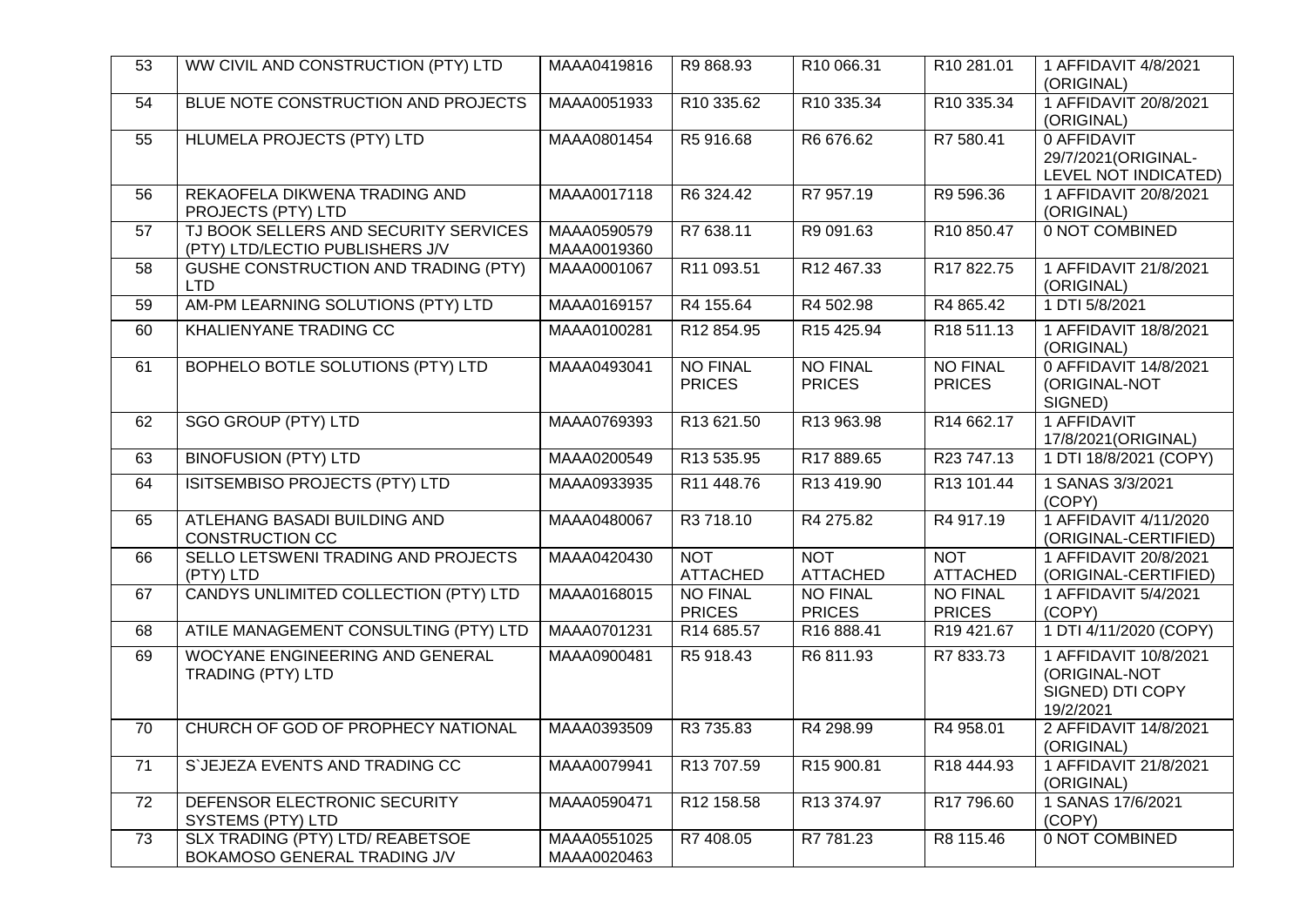| 53 | WW CIVIL AND CONSTRUCTION (PTY) LTD | MAAA0419816 | R9 868.93 | R10 066.31 | R10 281.01 | 1 AFFIDAVIT 4/8/2021 (ORIGINAL) |
|---|---|---|---|---|---|---|
| 54 | BLUE NOTE CONSTRUCTION AND PROJECTS | MAAA0051933 | R10 335.62 | R10 335.34 | R10 335.34 | 1 AFFIDAVIT 20/8/2021 (ORIGINAL) |
| 55 | HLUMELA PROJECTS (PTY) LTD | MAAA0801454 | R5 916.68 | R6 676.62 | R7 580.41 | 0 AFFIDAVIT 29/7/2021(ORIGINAL-LEVEL NOT INDICATED) |
| 56 | REKAOFELA DIKWENA TRADING AND PROJECTS (PTY) LTD | MAAA0017118 | R6 324.42 | R7 957.19 | R9 596.36 | 1 AFFIDAVIT 20/8/2021 (ORIGINAL) |
| 57 | TJ BOOK SELLERS AND SECURITY SERVICES (PTY) LTD/LECTIO PUBLISHERS J/V | MAAA0590579 MAAA0019360 | R7 638.11 | R9 091.63 | R10 850.47 | 0 NOT COMBINED |
| 58 | GUSHE CONSTRUCTION AND TRADING (PTY) LTD | MAAA0001067 | R11 093.51 | R12 467.33 | R17 822.75 | 1 AFFIDAVIT 21/8/2021 (ORIGINAL) |
| 59 | AM-PM LEARNING SOLUTIONS (PTY) LTD | MAAA0169157 | R4 155.64 | R4 502.98 | R4 865.42 | 1 DTI 5/8/2021 |
| 60 | KHALIENYANE TRADING CC | MAAA0100281 | R12 854.95 | R15 425.94 | R18 511.13 | 1 AFFIDAVIT 18/8/2021 (ORIGINAL) |
| 61 | BOPHELO BOTLE SOLUTIONS (PTY) LTD | MAAA0493041 | NO FINAL PRICES | NO FINAL PRICES | NO FINAL PRICES | 0 AFFIDAVIT 14/8/2021 (ORIGINAL-NOT SIGNED) |
| 62 | SGO GROUP (PTY) LTD | MAAA0769393 | R13 621.50 | R13 963.98 | R14 662.17 | 1 AFFIDAVIT 17/8/2021(ORIGINAL) |
| 63 | BINOFUSION (PTY) LTD | MAAA0200549 | R13 535.95 | R17 889.65 | R23 747.13 | 1 DTI 18/8/2021 (COPY) |
| 64 | ISITSEMBISO PROJECTS (PTY) LTD | MAAA0933935 | R11 448.76 | R13 419.90 | R13 101.44 | 1 SANAS 3/3/2021 (COPY) |
| 65 | ATLEHANG BASADI BUILDING AND CONSTRUCTION CC | MAAA0480067 | R3 718.10 | R4 275.82 | R4 917.19 | 1 AFFIDAVIT 4/11/2020 (ORIGINAL-CERTIFIED) |
| 66 | SELLO LETSWENI TRADING AND PROJECTS (PTY) LTD | MAAA0420430 | NOT ATTACHED | NOT ATTACHED | NOT ATTACHED | 1 AFFIDAVIT 20/8/2021 (ORIGINAL-CERTIFIED) |
| 67 | CANDYS UNLIMITED COLLECTION (PTY) LTD | MAAA0168015 | NO FINAL PRICES | NO FINAL PRICES | NO FINAL PRICES | 1 AFFIDAVIT 5/4/2021 (COPY) |
| 68 | ATILE MANAGEMENT CONSULTING (PTY) LTD | MAAA0701231 | R14 685.57 | R16 888.41 | R19 421.67 | 1 DTI 4/11/2020 (COPY) |
| 69 | WOCYANE ENGINEERING AND GENERAL TRADING (PTY) LTD | MAAA0900481 | R5 918.43 | R6 811.93 | R7 833.73 | 1 AFFIDAVIT 10/8/2021 (ORIGINAL-NOT SIGNED) DTI COPY 19/2/2021 |
| 70 | CHURCH OF GOD OF PROPHECY NATIONAL | MAAA0393509 | R3 735.83 | R4 298.99 | R4 958.01 | 2 AFFIDAVIT 14/8/2021 (ORIGINAL) |
| 71 | S`JEJEZA EVENTS AND TRADING CC | MAAA0079941 | R13 707.59 | R15 900.81 | R18 444.93 | 1 AFFIDAVIT 21/8/2021 (ORIGINAL) |
| 72 | DEFENSOR ELECTRONIC SECURITY SYSTEMS (PTY) LTD | MAAA0590471 | R12 158.58 | R13 374.97 | R17 796.60 | 1 SANAS 17/6/2021 (COPY) |
| 73 | SLX TRADING (PTY) LTD/ REABETSOE BOKAMOSO GENERAL TRADING J/V | MAAA0551025 MAAA0020463 | R7 408.05 | R7 781.23 | R8 115.46 | 0 NOT COMBINED |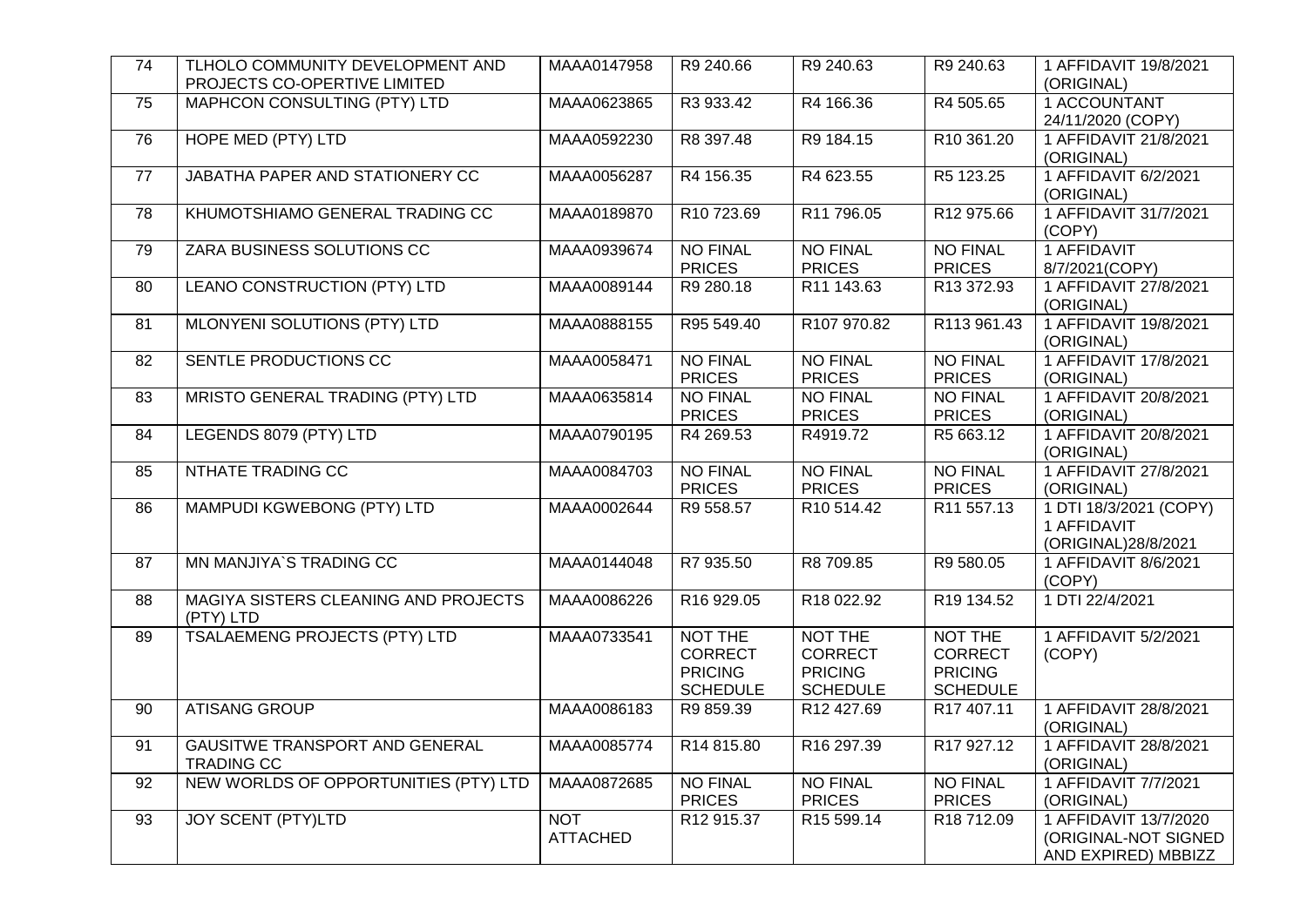| 74 | TLHOLO COMMUNITY DEVELOPMENT AND PROJECTS CO-OPERTIVE LIMITED | MAAA0147958 | R9 240.66 | R9 240.63 | R9 240.63 | 1 AFFIDAVIT 19/8/2021 (ORIGINAL) |
|---|---|---|---|---|---|---|
| 75 | MAPHCON CONSULTING (PTY) LTD | MAAA0623865 | R3 933.42 | R4 166.36 | R4 505.65 | 1 ACCOUNTANT 24/11/2020 (COPY) |
| 76 | HOPE MED (PTY) LTD | MAAA0592230 | R8 397.48 | R9 184.15 | R10 361.20 | 1 AFFIDAVIT 21/8/2021 (ORIGINAL) |
| 77 | JABATHA PAPER AND STATIONERY CC | MAAA0056287 | R4 156.35 | R4 623.55 | R5 123.25 | 1 AFFIDAVIT 6/2/2021 (ORIGINAL) |
| 78 | KHUMOTSHIAMO GENERAL TRADING CC | MAAA0189870 | R10 723.69 | R11 796.05 | R12 975.66 | 1 AFFIDAVIT 31/7/2021 (COPY) |
| 79 | ZARA BUSINESS SOLUTIONS CC | MAAA0939674 | NO FINAL PRICES | NO FINAL PRICES | NO FINAL PRICES | 1 AFFIDAVIT 8/7/2021(COPY) |
| 80 | LEANO CONSTRUCTION (PTY) LTD | MAAA0089144 | R9 280.18 | R11 143.63 | R13 372.93 | 1 AFFIDAVIT 27/8/2021 (ORIGINAL) |
| 81 | MLONYENI SOLUTIONS (PTY) LTD | MAAA0888155 | R95 549.40 | R107 970.82 | R113 961.43 | 1 AFFIDAVIT 19/8/2021 (ORIGINAL) |
| 82 | SENTLE PRODUCTIONS CC | MAAA0058471 | NO FINAL PRICES | NO FINAL PRICES | NO FINAL PRICES | 1 AFFIDAVIT 17/8/2021 (ORIGINAL) |
| 83 | MRISTO GENERAL TRADING (PTY) LTD | MAAA0635814 | NO FINAL PRICES | NO FINAL PRICES | NO FINAL PRICES | 1 AFFIDAVIT 20/8/2021 (ORIGINAL) |
| 84 | LEGENDS 8079 (PTY) LTD | MAAA0790195 | R4 269.53 | R4919.72 | R5 663.12 | 1 AFFIDAVIT 20/8/2021 (ORIGINAL) |
| 85 | NTHATE TRADING CC | MAAA0084703 | NO FINAL PRICES | NO FINAL PRICES | NO FINAL PRICES | 1 AFFIDAVIT 27/8/2021 (ORIGINAL) |
| 86 | MAMPUDI KGWEBONG (PTY) LTD | MAAA0002644 | R9 558.57 | R10 514.42 | R11 557.13 | 1 DTI 18/3/2021 (COPY) 1 AFFIDAVIT (ORIGINAL)28/8/2021 |
| 87 | MN MANJIYA`S TRADING CC | MAAA0144048 | R7 935.50 | R8 709.85 | R9 580.05 | 1 AFFIDAVIT 8/6/2021 (COPY) |
| 88 | MAGIYA SISTERS CLEANING AND PROJECTS (PTY) LTD | MAAA0086226 | R16 929.05 | R18 022.92 | R19 134.52 | 1 DTI 22/4/2021 |
| 89 | TSALAEMENG PROJECTS (PTY) LTD | MAAA0733541 | NOT THE CORRECT PRICING SCHEDULE | NOT THE CORRECT PRICING SCHEDULE | NOT THE CORRECT PRICING SCHEDULE | 1 AFFIDAVIT 5/2/2021 (COPY) |
| 90 | ATISANG GROUP | MAAA0086183 | R9 859.39 | R12 427.69 | R17 407.11 | 1 AFFIDAVIT 28/8/2021 (ORIGINAL) |
| 91 | GAUSITWE TRANSPORT AND GENERAL TRADING CC | MAAA0085774 | R14 815.80 | R16 297.39 | R17 927.12 | 1 AFFIDAVIT 28/8/2021 (ORIGINAL) |
| 92 | NEW WORLDS OF OPPORTUNITIES (PTY) LTD | MAAA0872685 | NO FINAL PRICES | NO FINAL PRICES | NO FINAL PRICES | 1 AFFIDAVIT 7/7/2021 (ORIGINAL) |
| 93 | JOY SCENT (PTY)LTD | NOT ATTACHED | R12 915.37 | R15 599.14 | R18 712.09 | 1 AFFIDAVIT 13/7/2020 (ORIGINAL-NOT SIGNED AND EXPIRED) MBBIZZ |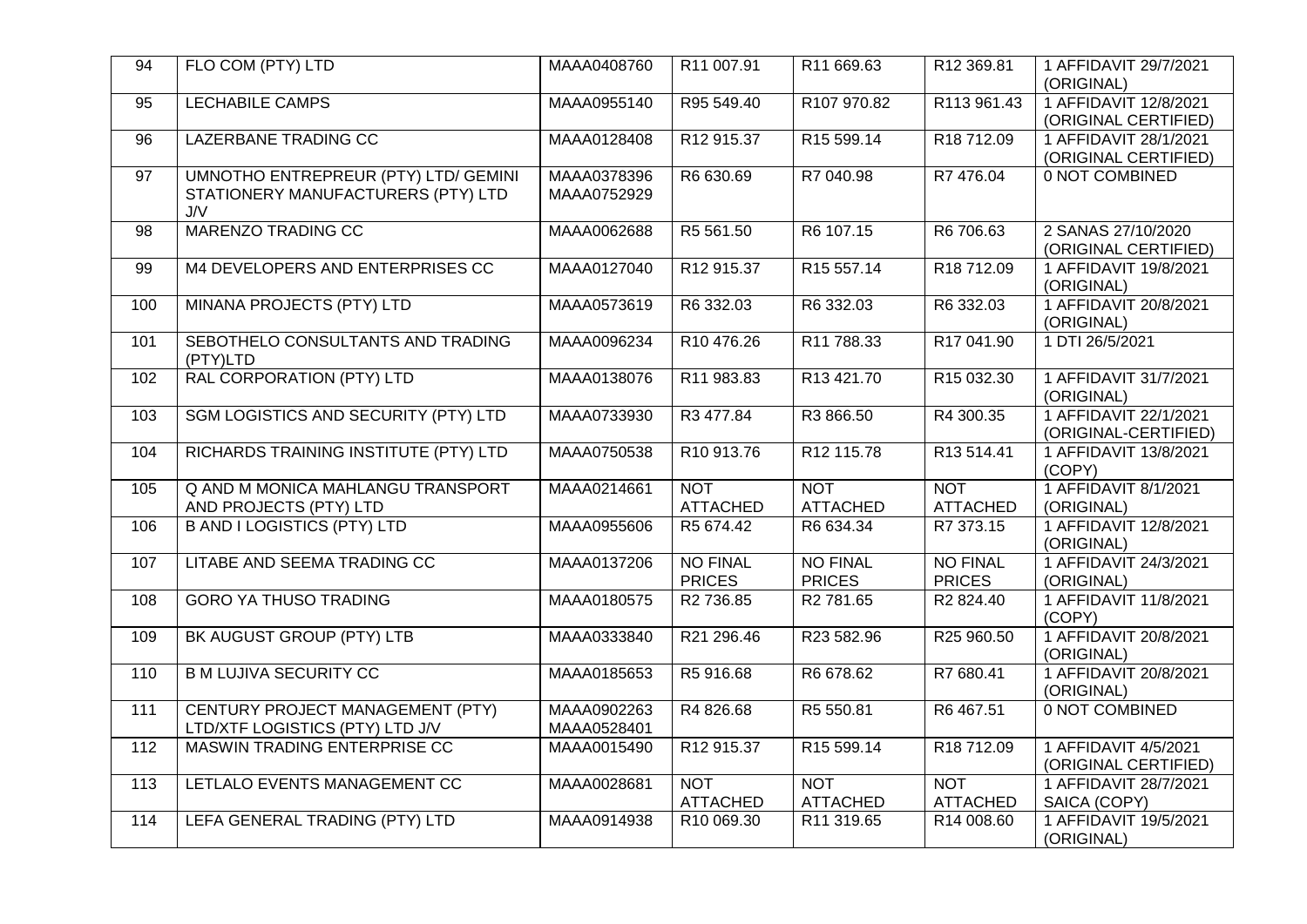| 94 | FLO COM (PTY) LTD | MAAA0408760 | R11 007.91 | R11 669.63 | R12 369.81 | 1 AFFIDAVIT 29/7/2021 (ORIGINAL) |
|---|---|---|---|---|---|---|
| 95 | LECHABILE CAMPS | MAAA0955140 | R95 549.40 | R107 970.82 | R113 961.43 | 1 AFFIDAVIT 12/8/2021 (ORIGINAL CERTIFIED) |
| 96 | LAZERBANE TRADING CC | MAAA0128408 | R12 915.37 | R15 599.14 | R18 712.09 | 1 AFFIDAVIT 28/1/2021 (ORIGINAL CERTIFIED) |
| 97 | UMNOTHO ENTREPREUR (PTY) LTD/ GEMINI STATIONERY MANUFACTURERS (PTY) LTD J/V | MAAA0378396 MAAA0752929 | R6 630.69 | R7 040.98 | R7 476.04 | 0 NOT COMBINED |
| 98 | MARENZO TRADING CC | MAAA0062688 | R5 561.50 | R6 107.15 | R6 706.63 | 2 SANAS 27/10/2020 (ORIGINAL CERTIFIED) |
| 99 | M4 DEVELOPERS AND ENTERPRISES CC | MAAA0127040 | R12 915.37 | R15 557.14 | R18 712.09 | 1 AFFIDAVIT 19/8/2021 (ORIGINAL) |
| 100 | MINANA PROJECTS (PTY) LTD | MAAA0573619 | R6 332.03 | R6 332.03 | R6 332.03 | 1 AFFIDAVIT 20/8/2021 (ORIGINAL) |
| 101 | SEBOTHELO CONSULTANTS AND TRADING (PTY)LTD | MAAA0096234 | R10 476.26 | R11 788.33 | R17 041.90 | 1 DTI 26/5/2021 |
| 102 | RAL CORPORATION (PTY) LTD | MAAA0138076 | R11 983.83 | R13 421.70 | R15 032.30 | 1 AFFIDAVIT 31/7/2021 (ORIGINAL) |
| 103 | SGM LOGISTICS AND SECURITY (PTY) LTD | MAAA0733930 | R3 477.84 | R3 866.50 | R4 300.35 | 1 AFFIDAVIT 22/1/2021 (ORIGINAL-CERTIFIED) |
| 104 | RICHARDS TRAINING INSTITUTE (PTY) LTD | MAAA0750538 | R10 913.76 | R12 115.78 | R13 514.41 | 1 AFFIDAVIT 13/8/2021 (COPY) |
| 105 | Q AND M MONICA MAHLANGU TRANSPORT AND PROJECTS (PTY) LTD | MAAA0214661 | NOT ATTACHED | NOT ATTACHED | NOT ATTACHED | 1 AFFIDAVIT 8/1/2021 (ORIGINAL) |
| 106 | B AND I LOGISTICS (PTY) LTD | MAAA0955606 | R5 674.42 | R6 634.34 | R7 373.15 | 1 AFFIDAVIT 12/8/2021 (ORIGINAL) |
| 107 | LITABE AND SEEMA TRADING CC | MAAA0137206 | NO FINAL PRICES | NO FINAL PRICES | NO FINAL PRICES | 1 AFFIDAVIT 24/3/2021 (ORIGINAL) |
| 108 | GORO YA THUSO TRADING | MAAA0180575 | R2 736.85 | R2 781.65 | R2 824.40 | 1 AFFIDAVIT 11/8/2021 (COPY) |
| 109 | BK AUGUST GROUP (PTY) LTB | MAAA0333840 | R21 296.46 | R23 582.96 | R25 960.50 | 1 AFFIDAVIT 20/8/2021 (ORIGINAL) |
| 110 | B M LUJIVA SECURITY CC | MAAA0185653 | R5 916.68 | R6 678.62 | R7 680.41 | 1 AFFIDAVIT 20/8/2021 (ORIGINAL) |
| 111 | CENTURY PROJECT MANAGEMENT (PTY) LTD/XTF LOGISTICS (PTY) LTD J/V | MAAA0902263 MAAA0528401 | R4 826.68 | R5 550.81 | R6 467.51 | 0 NOT COMBINED |
| 112 | MASWIN TRADING ENTERPRISE CC | MAAA0015490 | R12 915.37 | R15 599.14 | R18 712.09 | 1 AFFIDAVIT 4/5/2021 (ORIGINAL CERTIFIED) |
| 113 | LETLALO EVENTS MANAGEMENT CC | MAAA0028681 | NOT ATTACHED | NOT ATTACHED | NOT ATTACHED | 1 AFFIDAVIT 28/7/2021 SAICA (COPY) |
| 114 | LEFA GENERAL TRADING (PTY) LTD | MAAA0914938 | R10 069.30 | R11 319.65 | R14 008.60 | 1 AFFIDAVIT 19/5/2021 (ORIGINAL) |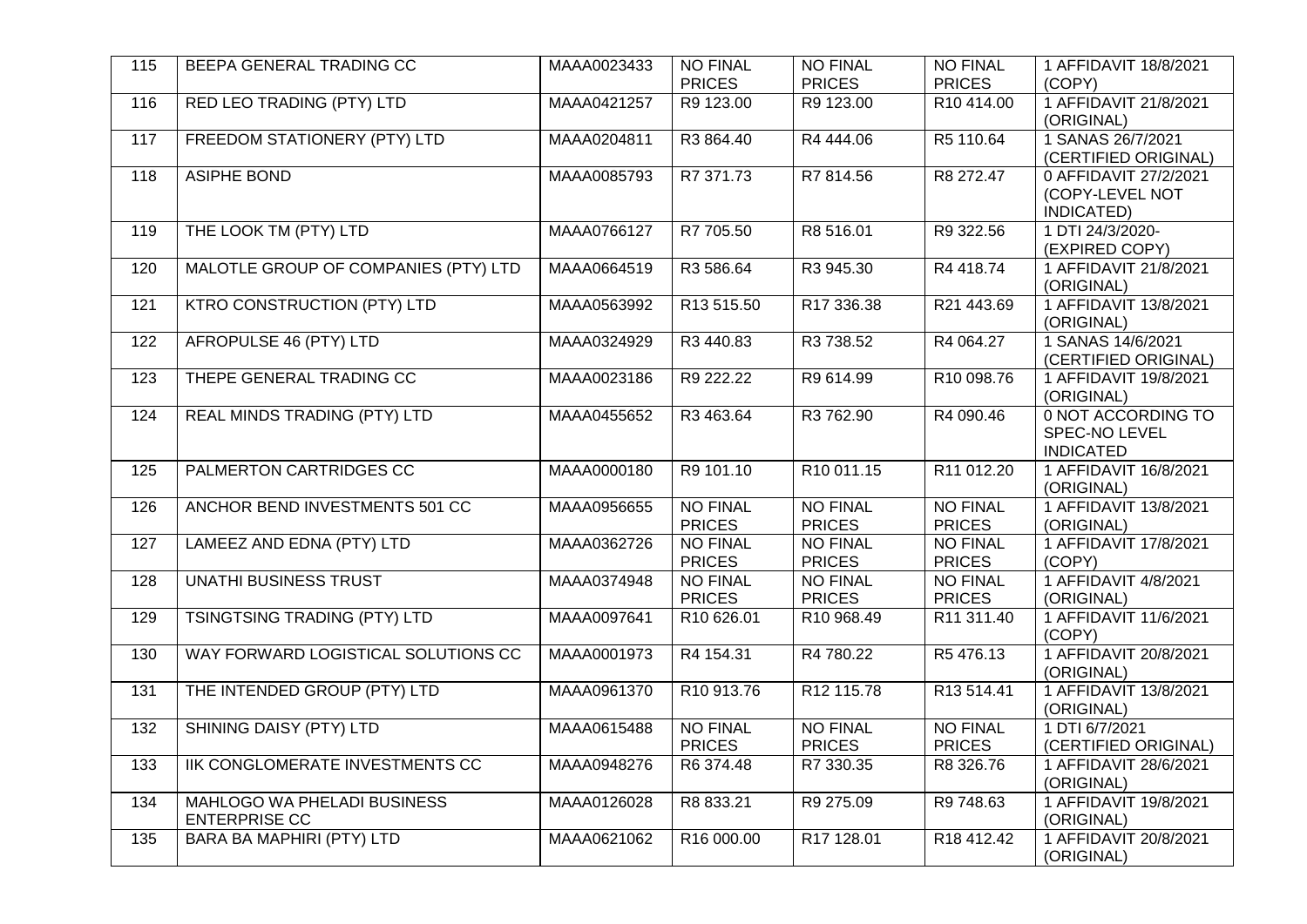| 115 | BEEPA GENERAL TRADING CC | MAAA0023433 | NO FINAL PRICES | NO FINAL PRICES | NO FINAL PRICES | 1 AFFIDAVIT 18/8/2021 (COPY) |
|---|---|---|---|---|---|---|
| 116 | RED LEO TRADING (PTY) LTD | MAAA0421257 | R9 123.00 | R9 123.00 | R10 414.00 | 1 AFFIDAVIT 21/8/2021 (ORIGINAL) |
| 117 | FREEDOM STATIONERY (PTY) LTD | MAAA0204811 | R3 864.40 | R4 444.06 | R5 110.64 | 1 SANAS 26/7/2021 (CERTIFIED ORIGINAL) |
| 118 | ASIPHE BOND | MAAA0085793 | R7 371.73 | R7 814.56 | R8 272.47 | 0 AFFIDAVIT 27/2/2021 (COPY-LEVEL NOT INDICATED) |
| 119 | THE LOOK TM (PTY) LTD | MAAA0766127 | R7 705.50 | R8 516.01 | R9 322.56 | 1 DTI 24/3/2020- (EXPIRED COPY) |
| 120 | MALOTLE GROUP OF COMPANIES (PTY) LTD | MAAA0664519 | R3 586.64 | R3 945.30 | R4 418.74 | 1 AFFIDAVIT 21/8/2021 (ORIGINAL) |
| 121 | KTRO CONSTRUCTION (PTY) LTD | MAAA0563992 | R13 515.50 | R17 336.38 | R21 443.69 | 1 AFFIDAVIT 13/8/2021 (ORIGINAL) |
| 122 | AFROPULSE 46 (PTY) LTD | MAAA0324929 | R3 440.83 | R3 738.52 | R4 064.27 | 1 SANAS 14/6/2021 (CERTIFIED ORIGINAL) |
| 123 | THEPE GENERAL TRADING CC | MAAA0023186 | R9 222.22 | R9 614.99 | R10 098.76 | 1 AFFIDAVIT 19/8/2021 (ORIGINAL) |
| 124 | REAL MINDS TRADING (PTY) LTD | MAAA0455652 | R3 463.64 | R3 762.90 | R4 090.46 | 0 NOT ACCORDING TO SPEC-NO LEVEL INDICATED |
| 125 | PALMERTON CARTRIDGES CC | MAAA0000180 | R9 101.10 | R10 011.15 | R11 012.20 | 1 AFFIDAVIT 16/8/2021 (ORIGINAL) |
| 126 | ANCHOR BEND INVESTMENTS 501 CC | MAAA0956655 | NO FINAL PRICES | NO FINAL PRICES | NO FINAL PRICES | 1 AFFIDAVIT 13/8/2021 (ORIGINAL) |
| 127 | LAMEEZ AND EDNA (PTY) LTD | MAAA0362726 | NO FINAL PRICES | NO FINAL PRICES | NO FINAL PRICES | 1 AFFIDAVIT 17/8/2021 (COPY) |
| 128 | UNATHI BUSINESS TRUST | MAAA0374948 | NO FINAL PRICES | NO FINAL PRICES | NO FINAL PRICES | 1 AFFIDAVIT 4/8/2021 (ORIGINAL) |
| 129 | TSINGTSING TRADING (PTY) LTD | MAAA0097641 | R10 626.01 | R10 968.49 | R11 311.40 | 1 AFFIDAVIT 11/6/2021 (COPY) |
| 130 | WAY FORWARD LOGISTICAL SOLUTIONS CC | MAAA0001973 | R4 154.31 | R4 780.22 | R5 476.13 | 1 AFFIDAVIT 20/8/2021 (ORIGINAL) |
| 131 | THE INTENDED GROUP (PTY) LTD | MAAA0961370 | R10 913.76 | R12 115.78 | R13 514.41 | 1 AFFIDAVIT 13/8/2021 (ORIGINAL) |
| 132 | SHINING DAISY (PTY) LTD | MAAA0615488 | NO FINAL PRICES | NO FINAL PRICES | NO FINAL PRICES | 1 DTI 6/7/2021 (CERTIFIED ORIGINAL) |
| 133 | IIK CONGLOMERATE INVESTMENTS CC | MAAA0948276 | R6 374.48 | R7 330.35 | R8 326.76 | 1 AFFIDAVIT 28/6/2021 (ORIGINAL) |
| 134 | MAHLOGO WA PHELADI BUSINESS ENTERPRISE CC | MAAA0126028 | R8 833.21 | R9 275.09 | R9 748.63 | 1 AFFIDAVIT 19/8/2021 (ORIGINAL) |
| 135 | BARA BA MAPHIRI (PTY) LTD | MAAA0621062 | R16 000.00 | R17 128.01 | R18 412.42 | 1 AFFIDAVIT 20/8/2021 (ORIGINAL) |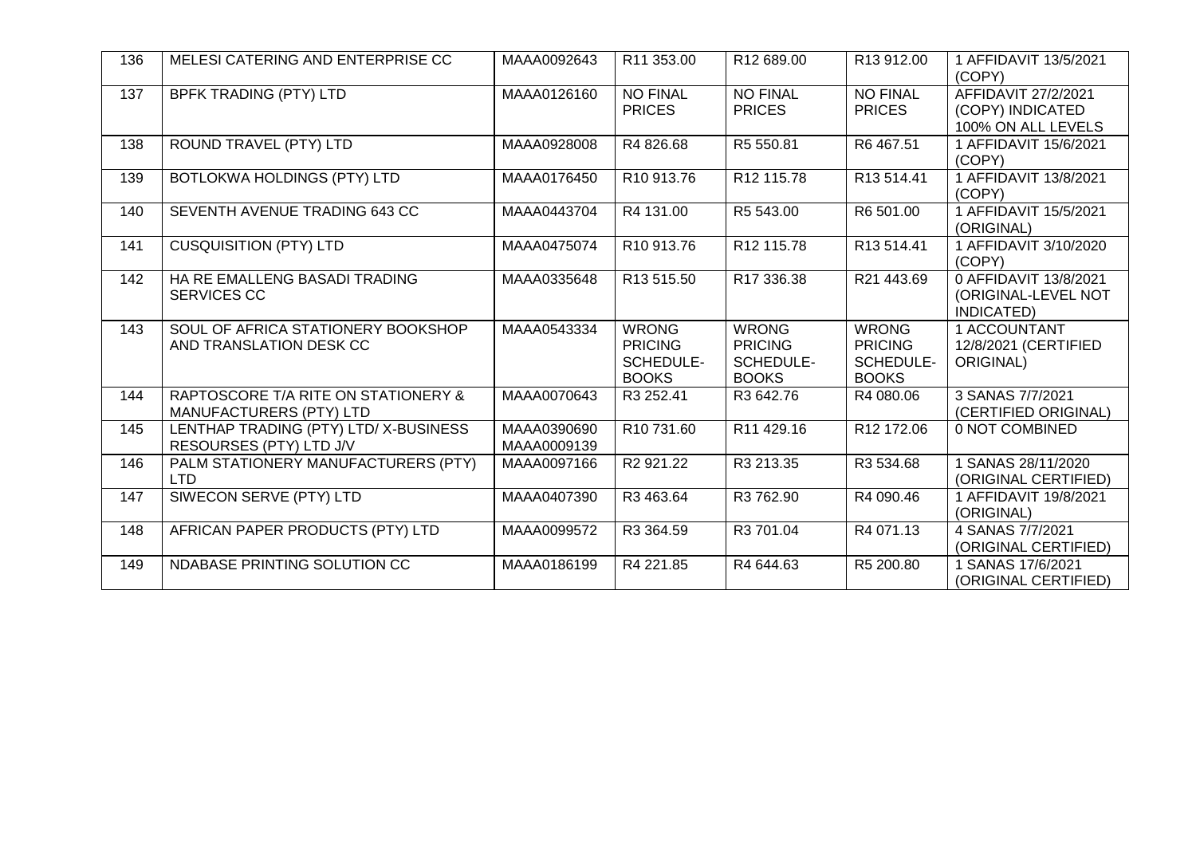| | | | | | | |
|---|---|---|---|---|---|---|
| 136 | MELESI CATERING AND ENTERPRISE CC | MAAA0092643 | R11 353.00 | R12 689.00 | R13 912.00 | 1 AFFIDAVIT 13/5/2021 (COPY) |
| 137 | BPFK TRADING (PTY) LTD | MAAA0126160 | NO FINAL PRICES | NO FINAL PRICES | NO FINAL PRICES | AFFIDAVIT 27/2/2021 (COPY) INDICATED 100% ON ALL LEVELS |
| 138 | ROUND TRAVEL (PTY) LTD | MAAA0928008 | R4 826.68 | R5 550.81 | R6 467.51 | 1 AFFIDAVIT 15/6/2021 (COPY) |
| 139 | BOTLOKWA HOLDINGS (PTY) LTD | MAAA0176450 | R10 913.76 | R12 115.78 | R13 514.41 | 1 AFFIDAVIT 13/8/2021 (COPY) |
| 140 | SEVENTH AVENUE TRADING 643 CC | MAAA0443704 | R4 131.00 | R5 543.00 | R6 501.00 | 1 AFFIDAVIT 15/5/2021 (ORIGINAL) |
| 141 | CUSQUISITION (PTY) LTD | MAAA0475074 | R10 913.76 | R12 115.78 | R13 514.41 | 1 AFFIDAVIT 3/10/2020 (COPY) |
| 142 | HA RE EMALLENG BASADI TRADING SERVICES CC | MAAA0335648 | R13 515.50 | R17 336.38 | R21 443.69 | 0 AFFIDAVIT 13/8/2021 (ORIGINAL-LEVEL NOT INDICATED) |
| 143 | SOUL OF AFRICA STATIONERY BOOKSHOP AND TRANSLATION DESK CC | MAAA0543334 | WRONG PRICING SCHEDULE-BOOKS | WRONG PRICING SCHEDULE-BOOKS | WRONG PRICING SCHEDULE-BOOKS | 1 ACCOUNTANT 12/8/2021 (CERTIFIED ORIGINAL) |
| 144 | RAPTOSCORE T/A RITE ON STATIONERY & MANUFACTURERS (PTY) LTD | MAAA0070643 | R3 252.41 | R3 642.76 | R4 080.06 | 3 SANAS 7/7/2021 (CERTIFIED ORIGINAL) |
| 145 | LENTHAP TRADING (PTY) LTD/ X-BUSINESS RESOURSES (PTY) LTD J/V | MAAA0390690 MAAA0009139 | R10 731.60 | R11 429.16 | R12 172.06 | 0 NOT COMBINED |
| 146 | PALM STATIONERY MANUFACTURERS (PTY) LTD | MAAA0097166 | R2 921.22 | R3 213.35 | R3 534.68 | 1 SANAS 28/11/2020 (ORIGINAL CERTIFIED) |
| 147 | SIWECON SERVE (PTY) LTD | MAAA0407390 | R3 463.64 | R3 762.90 | R4 090.46 | 1 AFFIDAVIT 19/8/2021 (ORIGINAL) |
| 148 | AFRICAN PAPER PRODUCTS (PTY) LTD | MAAA0099572 | R3 364.59 | R3 701.04 | R4 071.13 | 4 SANAS 7/7/2021 (ORIGINAL CERTIFIED) |
| 149 | NDABASE PRINTING SOLUTION CC | MAAA0186199 | R4 221.85 | R4 644.63 | R5 200.80 | 1 SANAS 17/6/2021 (ORIGINAL CERTIFIED) |